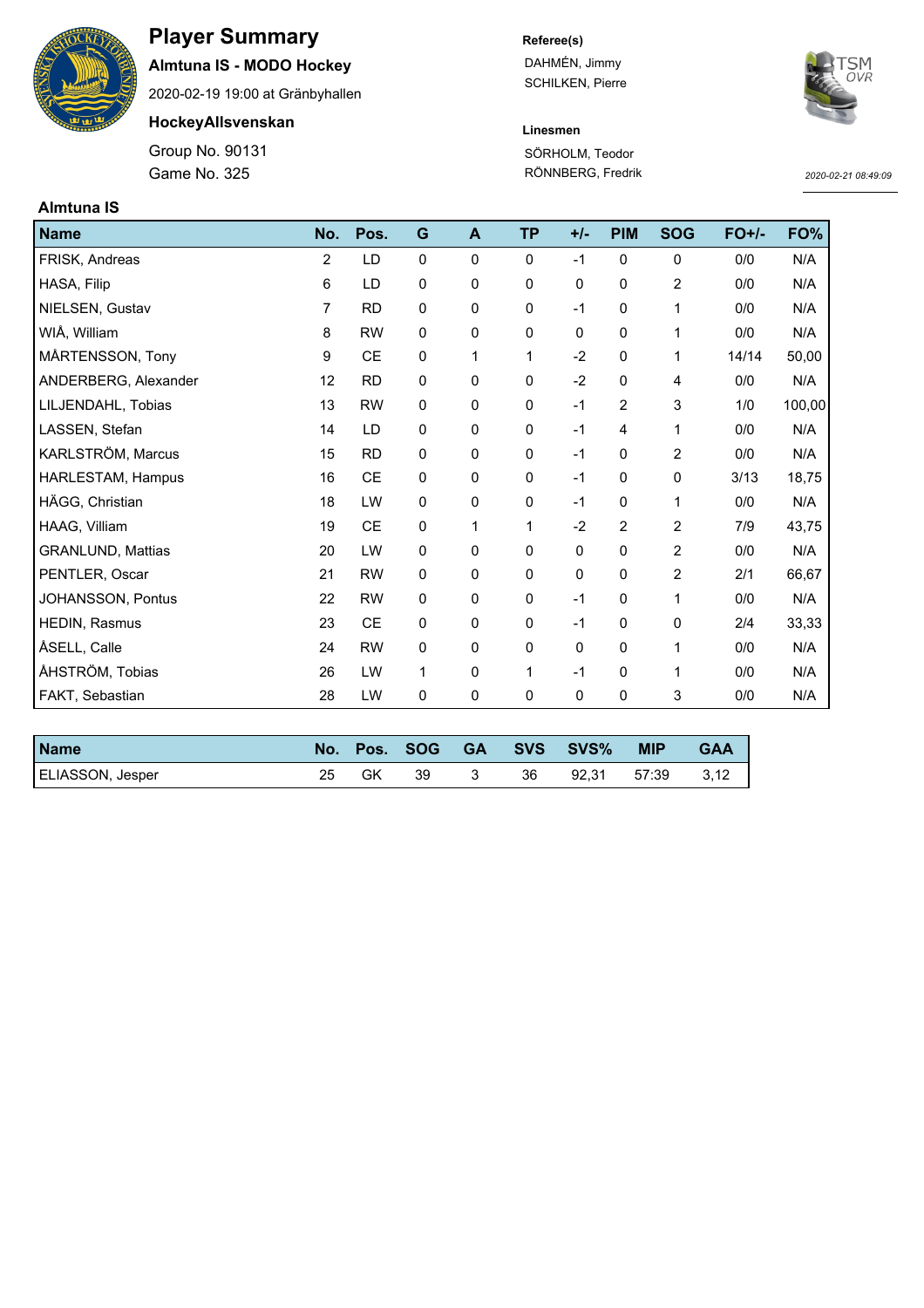# Player Summary

**Almtuna IS - MODO Hockey**

2020-02-19 19:00 at Gränbyhallen

**HockeyAllsvenskan**

Group No. 90131

Game No. 325

**Referee(s)**

DAHMÉN, Jimmy
SCHILKEN, Pierre

**Linesmen**

SÖRHOLM, Teodor
RÖNNBERG, Fredrik

*2020-02-21 08:49:09*

**Almtuna IS**

| Name | No. | Pos. | G | A | TP | +/- | PIM | SOG | FO+/- | FO% |
|---|---|---|---|---|---|---|---|---|---|---|
| FRISK, Andreas | 2 | LD | 0 | 0 | 0 | -1 | 0 | 0 | 0/0 | N/A |
| HASA, Filip | 6 | LD | 0 | 0 | 0 | 0 | 0 | 2 | 0/0 | N/A |
| NIELSEN, Gustav | 7 | RD | 0 | 0 | 0 | -1 | 0 | 1 | 0/0 | N/A |
| WIÅ, William | 8 | RW | 0 | 0 | 0 | 0 | 0 | 1 | 0/0 | N/A |
| MÅRTENSSON, Tony | 9 | CE | 0 | 1 | 1 | -2 | 0 | 1 | 14/14 | 50,00 |
| ANDERBERG, Alexander | 12 | RD | 0 | 0 | 0 | -2 | 0 | 4 | 0/0 | N/A |
| LILJENDAHL, Tobias | 13 | RW | 0 | 0 | 0 | -1 | 2 | 3 | 1/0 | 100,00 |
| LASSEN, Stefan | 14 | LD | 0 | 0 | 0 | -1 | 4 | 1 | 0/0 | N/A |
| KARLSTRÖM, Marcus | 15 | RD | 0 | 0 | 0 | -1 | 0 | 2 | 0/0 | N/A |
| HARLESTAM, Hampus | 16 | CE | 0 | 0 | 0 | -1 | 0 | 0 | 3/13 | 18,75 |
| HÄGG, Christian | 18 | LW | 0 | 0 | 0 | -1 | 0 | 1 | 0/0 | N/A |
| HAAG, Villiam | 19 | CE | 0 | 1 | 1 | -2 | 2 | 2 | 7/9 | 43,75 |
| GRANLUND, Mattias | 20 | LW | 0 | 0 | 0 | 0 | 0 | 2 | 0/0 | N/A |
| PENTLER, Oscar | 21 | RW | 0 | 0 | 0 | 0 | 0 | 2 | 2/1 | 66,67 |
| JOHANSSON, Pontus | 22 | RW | 0 | 0 | 0 | -1 | 0 | 1 | 0/0 | N/A |
| HEDIN, Rasmus | 23 | CE | 0 | 0 | 0 | -1 | 0 | 0 | 2/4 | 33,33 |
| ÅSELL, Calle | 24 | RW | 0 | 0 | 0 | 0 | 0 | 1 | 0/0 | N/A |
| ÅHSTRÖM, Tobias | 26 | LW | 1 | 0 | 1 | -1 | 0 | 1 | 0/0 | N/A |
| FAKT, Sebastian | 28 | LW | 0 | 0 | 0 | 0 | 0 | 3 | 0/0 | N/A |

| Name | No. | Pos. | SOG | GA | SVS | SVS% | MIP | GAA |
|---|---|---|---|---|---|---|---|---|
| ELIASSON, Jesper | 25 | GK | 39 | 3 | 36 | 92,31 | 57:39 | 3,12 |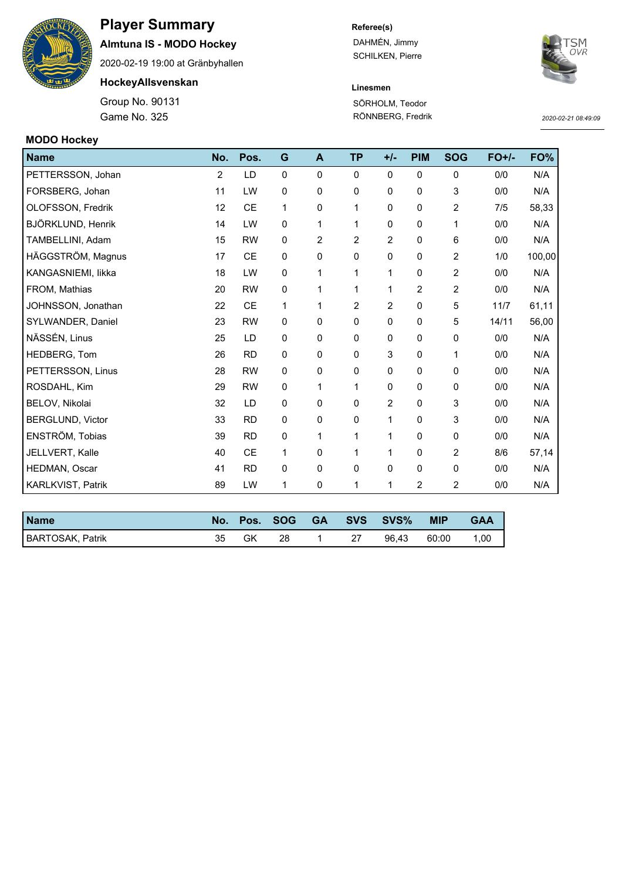# Player Summary

**Almtuna IS - MODO Hockey**

2020-02-19 19:00 at Gränbyhallen

**HockeyAllsvenskan**

Group No. 90131

Game No. 325

**Referee(s)**

DAHMÉN, Jimmy

SCHILKEN, Pierre

**Linesmen**

SÖRHOLM, Teodor

RÖNNBERG, Fredrik

*2020-02-21 08:49:09*

## MODO Hockey

| Name | No. | Pos. | G | A | TP | +/- | PIM | SOG | FO+/- | FO% |
|---|---|---|---|---|---|---|---|---|---|---|
| PETTERSSON, Johan | 2 | LD | 0 | 0 | 0 | 0 | 0 | 0 | 0/0 | N/A |
| FORSBERG, Johan | 11 | LW | 0 | 0 | 0 | 0 | 0 | 3 | 0/0 | N/A |
| OLOFSSON, Fredrik | 12 | CE | 1 | 0 | 1 | 0 | 0 | 2 | 7/5 | 58,33 |
| BJÖRKLUND, Henrik | 14 | LW | 0 | 1 | 1 | 0 | 0 | 1 | 0/0 | N/A |
| TAMBELLINI, Adam | 15 | RW | 0 | 2 | 2 | 2 | 0 | 6 | 0/0 | N/A |
| HÄGGSTRÖM, Magnus | 17 | CE | 0 | 0 | 0 | 0 | 0 | 2 | 1/0 | 100,00 |
| KANGASNIEMI, Iikka | 18 | LW | 0 | 1 | 1 | 1 | 0 | 2 | 0/0 | N/A |
| FROM, Mathias | 20 | RW | 0 | 1 | 1 | 1 | 2 | 2 | 0/0 | N/A |
| JOHNSSON, Jonathan | 22 | CE | 1 | 1 | 2 | 2 | 0 | 5 | 11/7 | 61,11 |
| SYLWANDER, Daniel | 23 | RW | 0 | 0 | 0 | 0 | 0 | 5 | 14/11 | 56,00 |
| NÄSSÉN, Linus | 25 | LD | 0 | 0 | 0 | 0 | 0 | 0 | 0/0 | N/A |
| HEDBERG, Tom | 26 | RD | 0 | 0 | 0 | 3 | 0 | 1 | 0/0 | N/A |
| PETTERSSON, Linus | 28 | RW | 0 | 0 | 0 | 0 | 0 | 0 | 0/0 | N/A |
| ROSDAHL, Kim | 29 | RW | 0 | 1 | 1 | 0 | 0 | 0 | 0/0 | N/A |
| BELOV, Nikolai | 32 | LD | 0 | 0 | 0 | 2 | 0 | 3 | 0/0 | N/A |
| BERGLUND, Victor | 33 | RD | 0 | 0 | 0 | 1 | 0 | 3 | 0/0 | N/A |
| ENSTRÖM, Tobias | 39 | RD | 0 | 1 | 1 | 1 | 0 | 0 | 0/0 | N/A |
| JELLVERT, Kalle | 40 | CE | 1 | 0 | 1 | 1 | 0 | 2 | 8/6 | 57,14 |
| HEDMAN, Oscar | 41 | RD | 0 | 0 | 0 | 0 | 0 | 0 | 0/0 | N/A |
| KARLKVIST, Patrik | 89 | LW | 1 | 0 | 1 | 1 | 2 | 2 | 0/0 | N/A |

| Name | No. | Pos. | SOG | GA | SVS | SVS% | MIP | GAA |
|---|---|---|---|---|---|---|---|---|
| BARTOSAK, Patrik | 35 | GK | 28 | 1 | 27 | 96,43 | 60:00 | 1,00 |